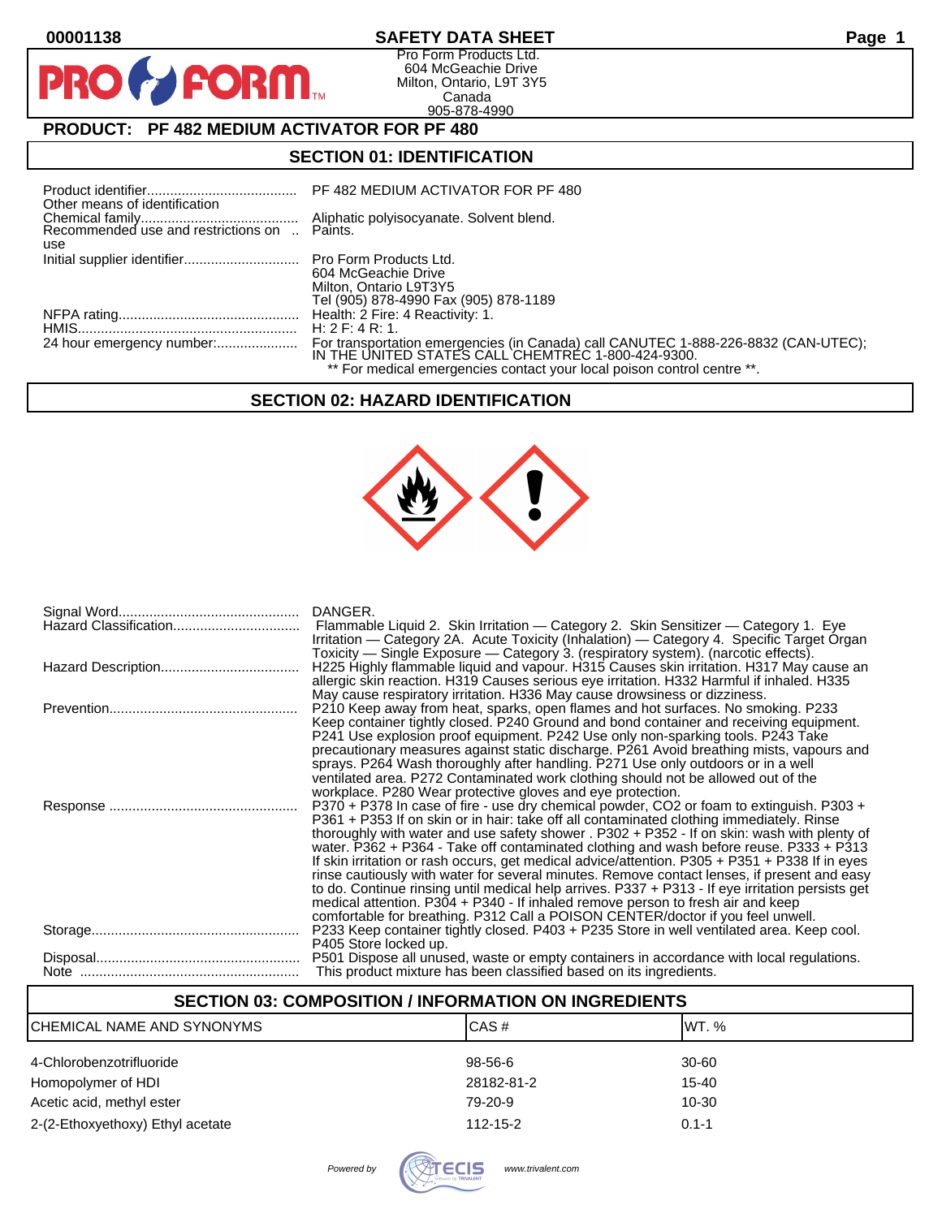00001138 **SAFETY DATA SHEET**

Pro Form Products Ltd.
604 McGeachie Drive
Milton, Ontario, L9T 3Y5
Canada
905-878-4990

## PRODUCT: PF 482 MEDIUM ACTIVATOR FOR PF 480

## SECTION 01: IDENTIFICATION

| | |
|---|---|
| Product identifier | PF 482 MEDIUM ACTIVATOR FOR PF 480 |
| Other means of identification | |
| Chemical family | Aliphatic polyisocyanate. Solvent blend. |
| Recommended use and restrictions on use | Paints. |
| Initial supplier identifier | Pro Form Products Ltd.<br>604 McGeachie Drive<br>Milton, Ontario L9T3Y5<br>Tel (905) 878-4990 Fax (905) 878-1189 |
| NFPA rating | Health: 2 Fire: 4 Reactivity: 1. |
| HMIS | H: 2 F: 4 R: 1. |
| 24 hour emergency number: | For transportation emergencies (in Canada) call CANUTEC 1-888-226-8832 (CAN-UTEC); IN THE UNITED STATES CALL CHEMTREC 1-800-424-9300.<br>** For medical emergencies contact your local poison control centre **. |

## SECTION 02: HAZARD IDENTIFICATION

| | |
|---|---|
| Signal Word | DANGER. |
| Hazard Classification | Flammable Liquid 2. Skin Irritation — Category 2. Skin Sensitizer — Category 1. Eye Irritation — Category 2A. Acute Toxicity (Inhalation) — Category 4. Specific Target Organ Toxicity — Single Exposure — Category 3. (respiratory system). (narcotic effects). |
| Hazard Description | H225 Highly flammable liquid and vapour. H315 Causes skin irritation. H317 May cause an allergic skin reaction. H319 Causes serious eye irritation. H332 Harmful if inhaled. H335 May cause respiratory irritation. H336 May cause drowsiness or dizziness. |
| Prevention | P210 Keep away from heat, sparks, open flames and hot surfaces. No smoking. P233 Keep container tightly closed. P240 Ground and bond container and receiving equipment. P241 Use explosion proof equipment. P242 Use only non-sparking tools. P243 Take precautionary measures against static discharge. P261 Avoid breathing mists, vapours and sprays. P264 Wash thoroughly after handling. P271 Use only outdoors or in a well ventilated area. P272 Contaminated work clothing should not be allowed out of the workplace. P280 Wear protective gloves and eye protection. |
| Response | P370 + P378 In case of fire - use dry chemical powder, CO2 or foam to extinguish. P303 + P361 + P353 If on skin or in hair: take off all contaminated clothing immediately. Rinse thoroughly with water and use safety shower . P302 + P352 - If on skin: wash with plenty of water. P362 + P364 - Take off contaminated clothing and wash before reuse. P333 + P313 If skin irritation or rash occurs, get medical advice/attention. P305 + P351 + P338 If in eyes rinse cautiously with water for several minutes. Remove contact lenses, if present and easy to do. Continue rinsing until medical help arrives. P337 + P313 - If eye irritation persists get medical attention. P304 + P340 - If inhaled remove person to fresh air and keep comfortable for breathing. P312 Call a POISON CENTER/doctor if you feel unwell. |
| Storage | P233 Keep container tightly closed. P403 + P235 Store in well ventilated area. Keep cool. P405 Store locked up. |
| Disposal | P501 Dispose all unused, waste or empty containers in accordance with local regulations. |
| Note | This product mixture has been classified based on its ingredients. |

## SECTION 03: COMPOSITION / INFORMATION ON INGREDIENTS

| CHEMICAL NAME AND SYNONYMS | CAS # | WT. % |
|---|---|---|
| 4-Chlorobenzotrifluoride | 98-56-6 | 30-60 |
| Homopolymer of HDI | 28182-81-2 | 15-40 |
| Acetic acid, methyl ester | 79-20-9 | 10-30 |
| 2-(2-Ethoxyethoxy) Ethyl acetate | 112-15-2 | 0.1-1 |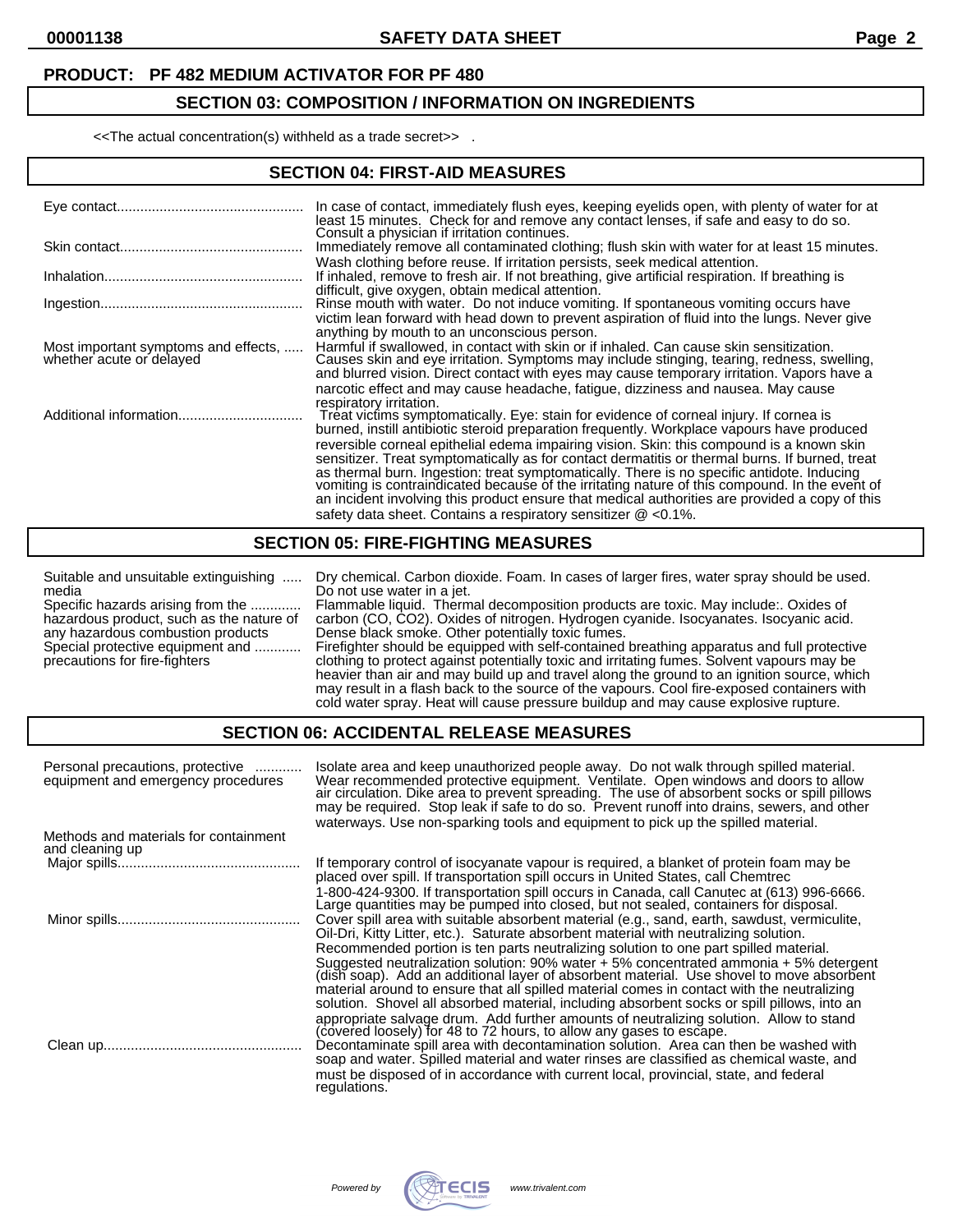**PRODUCT: PF 482 MEDIUM ACTIVATOR FOR PF 480**

## SECTION 03: COMPOSITION / INFORMATION ON INGREDIENTS

<<The actual concentration(s) withheld as a trade secret>> .

## SECTION 04: FIRST-AID MEASURES

| | |
|---|---|
| Eye contact | In case of contact, immediately flush eyes, keeping eyelids open, with plenty of water for at least 15 minutes. Check for and remove any contact lenses, if safe and easy to do so. Consult a physician if irritation continues. |
| Skin contact | Immediately remove all contaminated clothing; flush skin with water for at least 15 minutes. Wash clothing before reuse. If irritation persists, seek medical attention. |
| Inhalation | If inhaled, remove to fresh air. If not breathing, give artificial respiration. If breathing is difficult, give oxygen, obtain medical attention. |
| Ingestion | Rinse mouth with water. Do not induce vomiting. If spontaneous vomiting occurs have victim lean forward with head down to prevent aspiration of fluid into the lungs. Never give anything by mouth to an unconscious person. |
| Most important symptoms and effects, whether acute or delayed | Harmful if swallowed, in contact with skin or if inhaled. Can cause skin sensitization. Causes skin and eye irritation. Symptoms may include stinging, tearing, redness, swelling, and blurred vision. Direct contact with eyes may cause temporary irritation. Vapors have a narcotic effect and may cause headache, fatigue, dizziness and nausea. May cause respiratory irritation. |
| Additional information | Treat victims symptomatically. Eye: stain for evidence of corneal injury. If cornea is burned, instill antibiotic steroid preparation frequently. Workplace vapours have produced reversible corneal epithelial edema impairing vision. Skin: this compound is a known skin sensitizer. Treat symptomatically as for contact dermatitis or thermal burns. If burned, treat as thermal burn. Ingestion: treat symptomatically. There is no specific antidote. Inducing vomiting is contraindicated because of the irritating nature of this compound. In the event of an incident involving this product ensure that medical authorities are provided a copy of this safety data sheet. Contains a respiratory sensitizer @ <0.1%. |

## SECTION 05: FIRE-FIGHTING MEASURES

| | |
|---|---|
| Suitable and unsuitable extinguishing media | Dry chemical. Carbon dioxide. Foam. In cases of larger fires, water spray should be used. Do not use water in a jet. |
| Specific hazards arising from the hazardous product, such as the nature of any hazardous combustion products | Flammable liquid. Thermal decomposition products are toxic. May include:. Oxides of carbon (CO, $CO_2$). Oxides of nitrogen. Hydrogen cyanide. Isocyanates. Isocyanic acid. Dense black smoke. Other potentially toxic fumes. |
| Special protective equipment and precautions for fire-fighters | Firefighter should be equipped with self-contained breathing apparatus and full protective clothing to protect against potentially toxic and irritating fumes. Solvent vapours may be heavier than air and may build up and travel along the ground to an ignition source, which may result in a flash back to the source of the vapours. Cool fire-exposed containers with cold water spray. Heat will cause pressure buildup and may cause explosive rupture. |

## SECTION 06: ACCIDENTAL RELEASE MEASURES

| | |
|---|---|
| Personal precautions, protective equipment and emergency procedures | Isolate area and keep unauthorized people away. Do not walk through spilled material. Wear recommended protective equipment. Ventilate. Open windows and doors to allow air circulation. Dike area to prevent spreading. The use of absorbent socks or spill pillows may be required. Stop leak if safe to do so. Prevent runoff into drains, sewers, and other waterways. Use non-sparking tools and equipment to pick up the spilled material. |
| Methods and materials for containment and cleaning up | |
| Major spills | If temporary control of isocyanate vapour is required, a blanket of protein foam may be placed over spill. If transportation spill occurs in United States, call Chemtrec 1-800-424-9300. If transportation spill occurs in Canada, call Canutec at (613) 996-6666. Large quantities may be pumped into closed, but not sealed, containers for disposal. |
| Minor spills | Cover spill area with suitable absorbent material (e.g., sand, earth, sawdust, vermiculite, Oil-Dri, Kitty Litter, etc.). Saturate absorbent material with neutralizing solution. Recommended portion is ten parts neutralizing solution to one part spilled material. Suggested neutralization solution: 90% water + 5% concentrated ammonia + 5% detergent (dish soap). Add an additional layer of absorbent material. Use shovel to move absorbent material around to ensure that all spilled material comes in contact with the neutralizing solution. Shovel all absorbed material, including absorbent socks or spill pillows, into an appropriate salvage drum. Add further amounts of neutralizing solution. Allow to stand (covered loosely) for 48 to 72 hours, to allow any gases to escape. |
| Clean up | Decontaminate spill area with decontamination solution. Area can then be washed with soap and water. Spilled material and water rinses are classified as chemical waste, and must be disposed of in accordance with current local, provincial, state, and federal regulations. |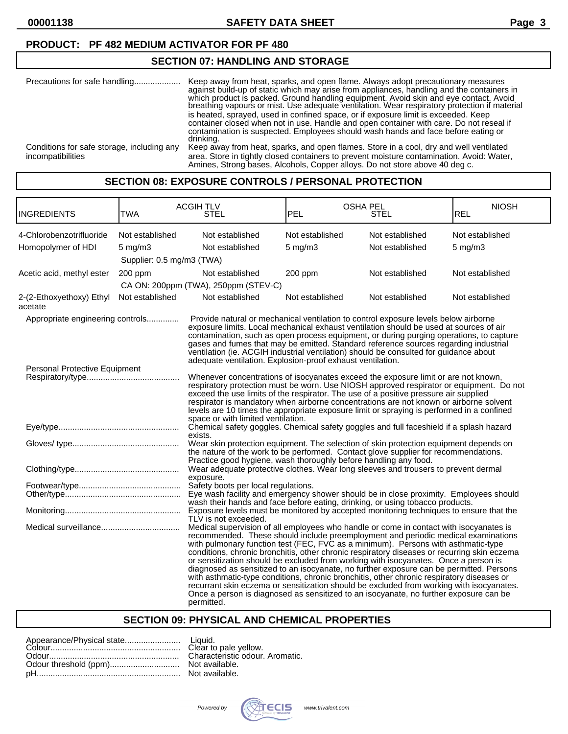**PRODUCT: PF 482 MEDIUM ACTIVATOR FOR PF 480**

## SECTION 07: HANDLING AND STORAGE

Precautions for safe handling.................... Keep away from heat, sparks, and open flame. Always adopt precautionary measures against build-up of static which may arise from appliances, handling and the containers in which product is packed. Ground handling equipment. Avoid skin and eye contact. Avoid breathing vapours or mist. Use adequate ventilation. Wear respiratory protection if material is heated, sprayed, used in confined space, or if exposure limit is exceeded. Keep container closed when not in use. Handle and open container with care. Do not reseal if contamination is suspected. Employees should wash hands and face before eating or drinking.

Conditions for safe storage, including any incompatibilities: Keep away from heat, sparks, and open flames. Store in a cool, dry and well ventilated area. Store in tightly closed containers to prevent moisture contamination. Avoid: Water, Amines, Strong bases, Alcohols, Copper alloys. Do not store above 40 deg c.

## SECTION 08: EXPOSURE CONTROLS / PERSONAL PROTECTION

| INGREDIENTS | ACGIH TLV TWA | ACGIH TLV STEL | OSHA PEL PEL | OSHA PEL STEL | NIOSH REL |
|---|---|---|---|---|---|
| 4-Chlorobenzotrifluoride | Not established | Not established | Not established | Not established | Not established |
| Homopolymer of HDI | 5 mg/m3 | Not established | 5 mg/m3 | Not established | 5 mg/m3 |
| | Supplier: 0.5 mg/m3 (TWA) | | | | |
| Acetic acid, methyl ester | 200 ppm | Not established | 200 ppm | Not established | Not established |
| | CA ON: 200ppm (TWA), 250ppm (STEV-C) | | | | |
| 2-(2-Ethoxyethoxy) Ethyl acetate | Not established | Not established | Not established | Not established | Not established |

Appropriate engineering controls.............. Provide natural or mechanical ventilation to control exposure levels below airborne exposure limits. Local mechanical exhaust ventilation should be used at sources of air contamination, such as open process equipment, or during purging operations, to capture gases and fumes that may be emitted. Standard reference sources regarding industrial ventilation (ie. ACGIH industrial ventilation) should be consulted for guidance about adequate ventilation. Explosion-proof exhaust ventilation.

Personal Protective Equipment

Respiratory/type........................................ Whenever concentrations of isocyanates exceed the exposure limit or are not known, respiratory protection must be worn. Use NIOSH approved respirator or equipment. Do not exceed the use limits of the respirator. The use of a positive pressure air supplied respirator is mandatory when airborne concentrations are not known or airborne solvent levels are 10 times the appropriate exposure limit or spraying is performed in a confined space or with limited ventilation.

Eye/type.................................................... Chemical safety goggles. Chemical safety goggles and full faceshield if a splash hazard exists.

Gloves/ type.............................................. Wear skin protection equipment. The selection of skin protection equipment depends on the nature of the work to be performed. Contact glove supplier for recommendations. Practice good hygiene, wash thoroughly before handling any food.

Clothing/type............................................. Wear adequate protective clothes. Wear long sleeves and trousers to prevent dermal exposure.

Footwear/type............................................ Safety boots per local regulations.

Other/type.................................................. Eye wash facility and emergency shower should be in close proximity. Employees should wash their hands and face before eating, drinking, or using tobacco products.

Monitoring.................................................. Exposure levels must be monitored by accepted monitoring techniques to ensure that the TLV is not exceeded.

Medical surveillance.................................. Medical supervision of all employees who handle or come in contact with isocyanates is recommended. These should include preemployment and periodic medical examinations with pulmonary function test (FEC, FVC as a minimum). Persons with asthmatic-type conditions, chronic bronchitis, other chronic respiratory diseases or recurring skin eczema or sensitization should be excluded from working with isocyanates. Once a person is diagnosed as sensitized to an isocyanate, no further exposure can be permitted. Persons with asthmatic-type conditions, chronic bronchitis, other chronic respiratory diseases or recurrant skin eczema or sensitization should be excluded from working with isocyanates. Once a person is diagnosed as sensitized to an isocyanate, no further exposure can be permitted.

## SECTION 09: PHYSICAL AND CHEMICAL PROPERTIES

Appearance/Physical state........................ Liquid.
Colour........................................................ Clear to pale yellow.
Odour........................................................ Characteristic odour. Aromatic.
Odour threshold (ppm).............................. Not available.
pH.............................................................. Not available.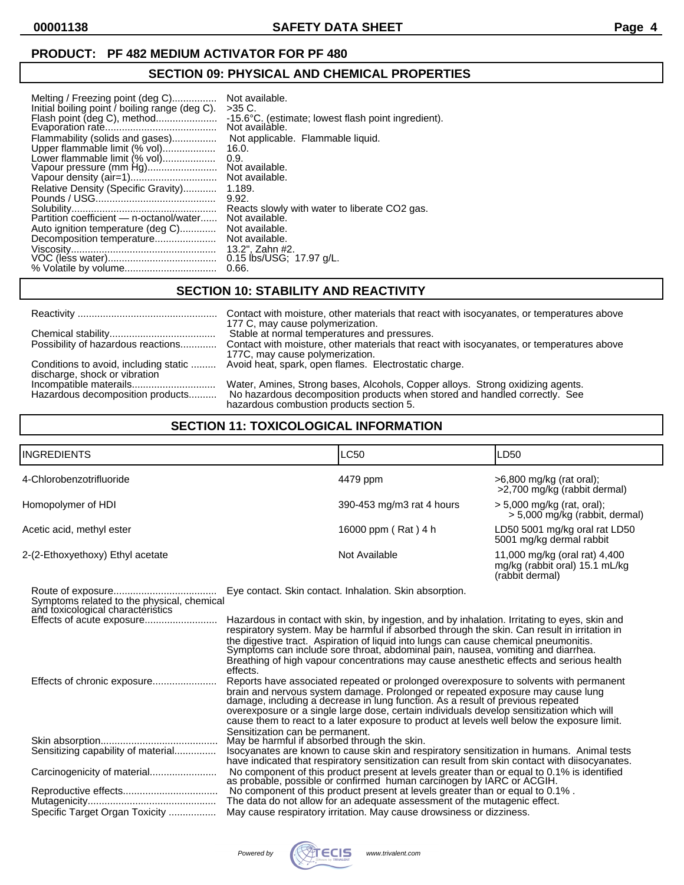**PRODUCT: PF 482 MEDIUM ACTIVATOR FOR PF 480**

## SECTION 09: PHYSICAL AND CHEMICAL PROPERTIES

| | |
|---|---|
| Melting / Freezing point (deg C) | Not available. |
| Initial boiling point / boiling range (deg C). | >35 C. |
| Flash point (deg C), method | -15.6°C. (estimate; lowest flash point ingredient). |
| Evaporation rate | Not available. |
| Flammability (solids and gases) | Not applicable. Flammable liquid. |
| Upper flammable limit (% vol) | 16.0. |
| Lower flammable limit (% vol) | 0.9. |
| Vapour pressure (mm Hg) | Not available. |
| Vapour density (air=1) | Not available. |
| Relative Density (Specific Gravity) | 1.189. |
| Pounds / USG | 9.92. |
| Solubility | Reacts slowly with water to liberate CO2 gas. |
| Partition coefficient — n-octanol/water | Not available. |
| Auto ignition temperature (deg C) | Not available. |
| Decomposition temperature | Not available. |
| Viscosity | 13.2", Zahn #2. |
| VOC (less water) | 0.15 lbs/USG; 17.97 g/L. |
| % Volatile by volume | 0.66. |

## SECTION 10: STABILITY AND REACTIVITY

| | |
|---|---|
| Reactivity | Contact with moisture, other materials that react with isocyanates, or temperatures above 177 C, may cause polymerization. |
| Chemical stability | Stable at normal temperatures and pressures. |
| Possibility of hazardous reactions | Contact with moisture, other materials that react with isocyanates, or temperatures above 177C, may cause polymerization. |
| Conditions to avoid, including static discharge, shock or vibration | Avoid heat, spark, open flames. Electrostatic charge. |
| Incompatible materails | Water, Amines, Strong bases, Alcohols, Copper alloys. Strong oxidizing agents. |
| Hazardous decomposition products | No hazardous decomposition products when stored and handled correctly. See hazardous combustion products section 5. |

## SECTION 11: TOXICOLOGICAL INFORMATION

| INGREDIENTS | LC50 | LD50 |
|---|---|---|
| 4-Chlorobenzotrifluoride | 4479 ppm | >6,800 mg/kg (rat oral); >2,700 mg/kg (rabbit dermal) |
| Homopolymer of HDI | 390-453 mg/m3 rat 4 hours | > 5,000 mg/kg (rat, oral); > 5,000 mg/kg (rabbit, dermal) |
| Acetic acid, methyl ester | 16000 ppm ( Rat ) 4 h | LD50 5001 mg/kg oral rat LD50 5001 mg/kg dermal rabbit |
| 2-(2-Ethoxyethoxy) Ethyl acetate | Not Available | 11,000 mg/kg (oral rat) 4,400 mg/kg (rabbit oral) 15.1 mL/kg (rabbit dermal) |

| | |
|---|---|
| Route of exposure | Eye contact. Skin contact. Inhalation. Skin absorption. |
| Symptoms related to the physical, chemical and toxicological characteristics | |
| Effects of acute exposure | Hazardous in contact with skin, by ingestion, and by inhalation. Irritating to eyes, skin and respiratory system. May be harmful if absorbed through the skin. Can result in irritation in the digestive tract. Aspiration of liquid into lungs can cause chemical pneumonitis. Symptoms can include sore throat, abdominal pain, nausea, vomiting and diarrhea. Breathing of high vapour concentrations may cause anesthetic effects and serious health effects. |
| Effects of chronic exposure | Reports have associated repeated or prolonged overexposure to solvents with permanent brain and nervous system damage. Prolonged or repeated exposure may cause lung damage, including a decrease in lung function. As a result of previous repeated overexposure or a single large dose, certain individuals develop sensitization which will cause them to react to a later exposure to product at levels well below the exposure limit. Sensitization can be permanent. |
| Skin absorption | May be harmful if absorbed through the skin. |
| Sensitizing capability of material | Isocyanates are known to cause skin and respiratory sensitization in humans. Animal tests have indicated that respiratory sensitization can result from skin contact with diisocyanates. |
| Carcinogenicity of material | No component of this product present at levels greater than or equal to 0.1% is identified as probable, possible or confirmed human carcinogen by IARC or ACGIH. |
| Reproductive effects | No component of this product present at levels greater than or equal to 0.1% . |
| Mutagenicity | The data do not allow for an adequate assessment of the mutagenic effect. |
| Specific Target Organ Toxicity | May cause respiratory irritation. May cause drowsiness or dizziness. |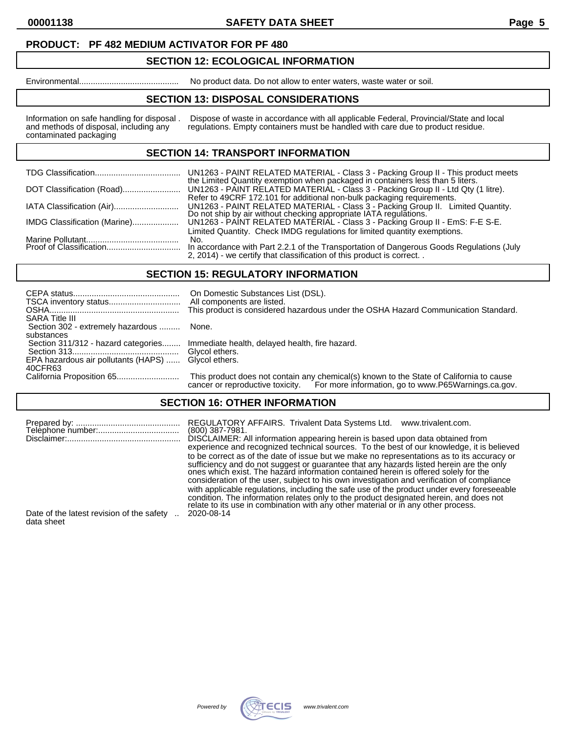**PRODUCT: PF 482 MEDIUM ACTIVATOR FOR PF 480**

## SECTION 12: ECOLOGICAL INFORMATION

| | |
|---|---|
| Environmental | No product data. Do not allow to enter waters, waste water or soil. |

## SECTION 13: DISPOSAL CONSIDERATIONS

| | |
|---|---|
| Information on safe handling for disposal and methods of disposal, including any contaminated packaging | Dispose of waste in accordance with all applicable Federal, Provincial/State and local regulations. Empty containers must be handled with care due to product residue. |

## SECTION 14: TRANSPORT INFORMATION

| | |
|---|---|
| TDG Classification | UN1263 - PAINT RELATED MATERIAL - Class 3 - Packing Group II - This product meets the Limited Quantity exemption when packaged in containers less than 5 liters. |
| DOT Classification (Road) | UN1263 - PAINT RELATED MATERIAL - Class 3 - Packing Group II - Ltd Qty (1 litre). Refer to 49CRF 172.101 for additional non-bulk packaging requirements. |
| IATA Classification (Air) | UN1263 - PAINT RELATED MATERIAL - Class 3 - Packing Group II. Limited Quantity. Do not ship by air without checking appropriate IATA regulations. |
| IMDG Classification (Marine) | UN1263 - PAINT RELATED MATERIAL - Class 3 - Packing Group II - EmS: F-E S-E. Limited Quantity. Check IMDG regulations for limited quantity exemptions. |
| Marine Pollutant | No. |
| Proof of Classification | In accordance with Part 2.2.1 of the Transportation of Dangerous Goods Regulations (July 2, 2014) - we certify that classification of this product is correct. . |

## SECTION 15: REGULATORY INFORMATION

| | |
|---|---|
| CEPA status | On Domestic Substances List (DSL). |
| TSCA inventory status | All components are listed. |
| OSHA | This product is considered hazardous under the OSHA Hazard Communication Standard. |
| SARA Title III | |
| Section 302 - extremely hazardous substances | None. |
| Section 311/312 - hazard categories | Immediate health, delayed health, fire hazard. |
| Section 313 | Glycol ethers. |
| EPA hazardous air pollutants (HAPS) 40CFR63 | Glycol ethers. |
| California Proposition 65 | This product does not contain any chemical(s) known to the State of California to cause cancer or reproductive toxicity. For more information, go to www.P65Warnings.ca.gov. |

## SECTION 16: OTHER INFORMATION

| | |
|---|---|
| Prepared by: | REGULATORY AFFAIRS. Trivalent Data Systems Ltd. www.trivalent.com. |
| Telephone number: | (800) 387-7981. |
| Disclaimer: | DISCLAIMER: All information appearing herein is based upon data obtained from experience and recognized technical sources. To the best of our knowledge, it is believed to be correct as of the date of issue but we make no representations as to its accuracy or sufficiency and do not suggest or guarantee that any hazards listed herein are the only ones which exist. The hazard information contained herein is offered solely for the consideration of the user, subject to his own investigation and verification of compliance with applicable regulations, including the safe use of the product under every foreseeable condition. The information relates only to the product designated herein, and does not relate to its use in combination with any other material or in any other process. |
| Date of the latest revision of the safety data sheet | 2020-08-14 |